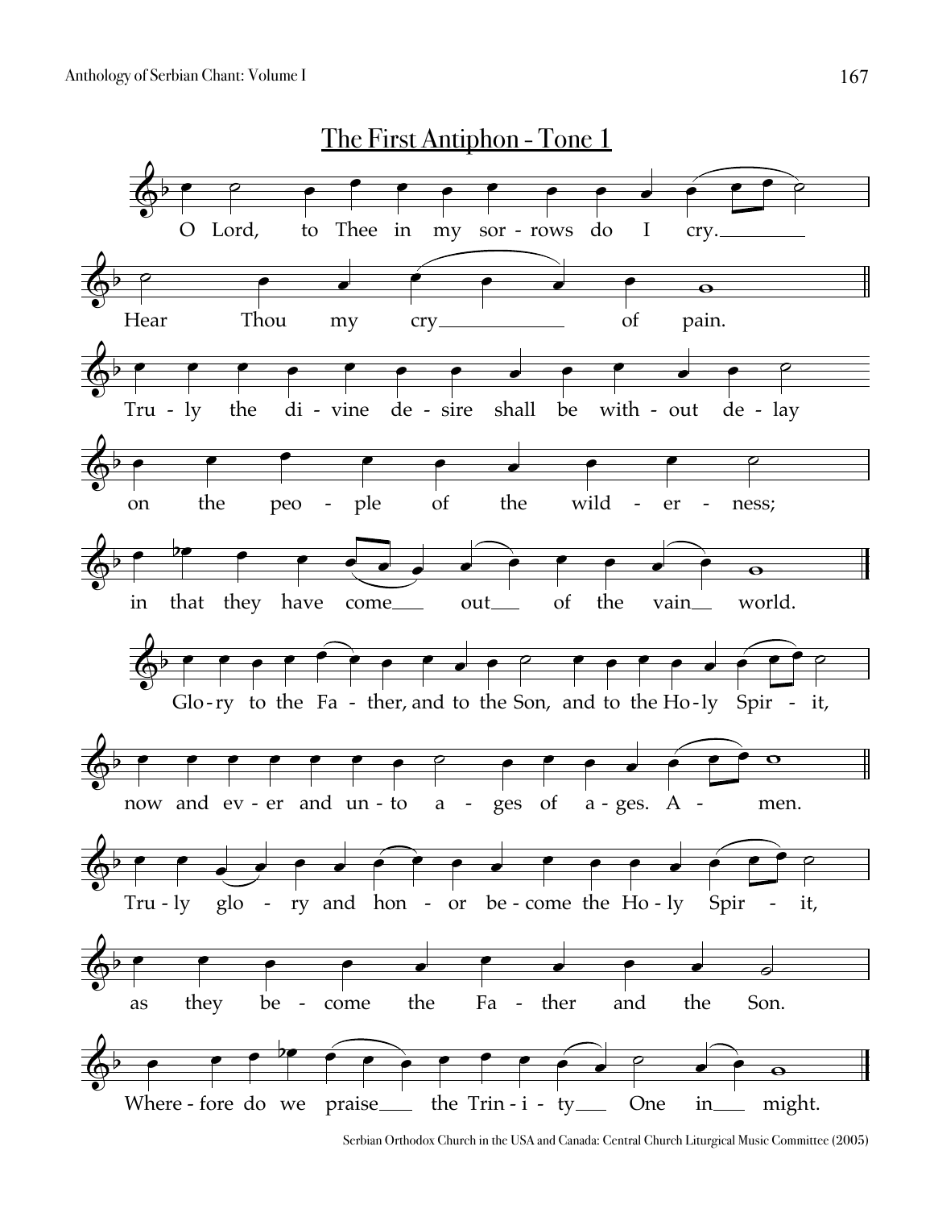# The First Antiphon - Tone 1

O Lord, to Thee in my sor - rows do I cry.

Hear Thou my cry of pain.

Tru - ly the di - vine de - sire shall be with - out de - lay

on the peo - ple of the wild - er - ness;

in that they have come out of the vain world.

Glo - ry to the Fa - ther, and to the Son, and to the Ho - ly Spir - it,

now and ev - er and un - to a - ges of a - ges. A - men.

Tru - ly glo - ry and hon - or be - come the Ho - ly Spir - it,

as they be - come the Fa - ther and the Son.

Where - fore do we praise the Trin - i - ty One in might.

Serbian Orthodox Church in the USA and Canada: Central Church Liturgical Music Committee (2005)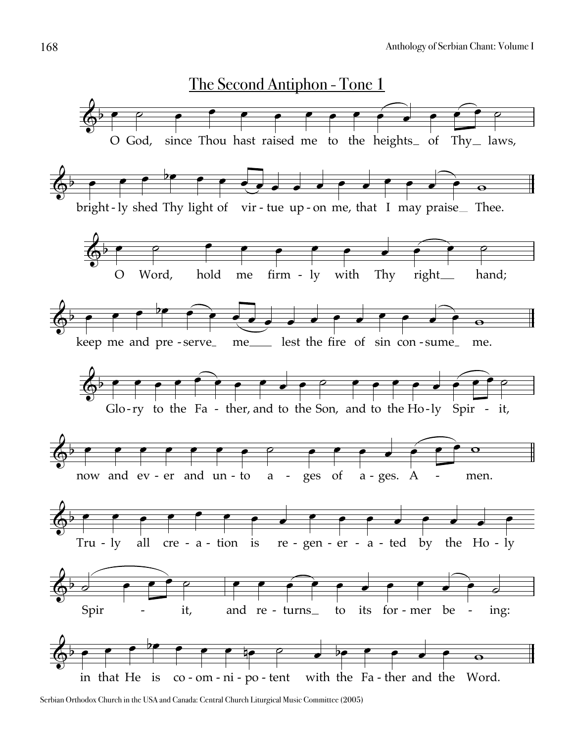# The Second Antiphon - Tone 1

O God, since Thou hast raised me to the heights of Thy laws, brightly shed Thy light of virtue upon me, that I may praise Thee.

O Word, hold me firmly with Thy right hand; keep me and preserve me lest the fire of sin consume me.

Glory to the Father, and to the Son, and to the Holy Spirit, now and ever and unto ages of ages. Amen.

Truly all creation is regenerated by the Holy Spirit, and returns to its former being: in that He is co-omnipotent with the Father and the Word.

Serbian Orthodox Church in the USA and Canada: Central Church Liturgical Music Committee (2005)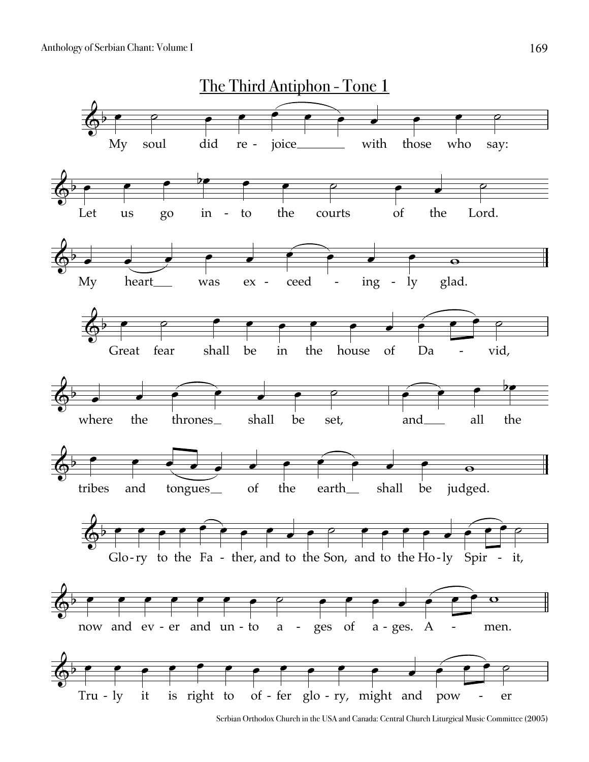## The Third Antiphon - Tone 1

My soul did rejoice with those who say:

Let us go into the courts of the Lord.

My heart was exceedingly glad.

Great fear shall be in the house of David,

where the thrones shall be set, and all the

tribes and tongues of the earth shall be judged.

Glory to the Father, and to the Son, and to the Holy Spirit,

now and ever and unto ages of ages. Amen.

Truly it is right to offer glory, might and power

Serbian Orthodox Church in the USA and Canada: Central Church Liturgical Music Committee (2005)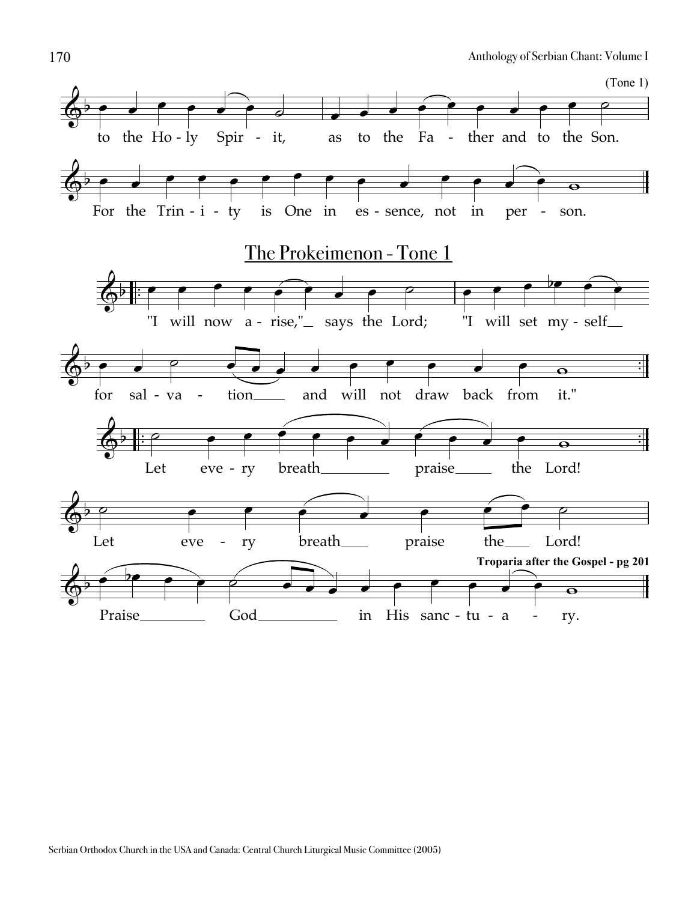(Tone 1)

to the Ho - ly Spir - it, as to the Fa - ther and to the Son.

For the Trin - i - ty is One in es - sence, not in per - son.

## The Prokeimenon - Tone 1

"I will now a - rise," says the Lord; "I will set my - self for sal - va - tion and will not draw back from it."

Let eve - ry breath praise the Lord!

Let eve - ry breath praise the Lord!

Praise God in His sanc - tu - a - ry.

**Troparia after the Gospel - pg 201**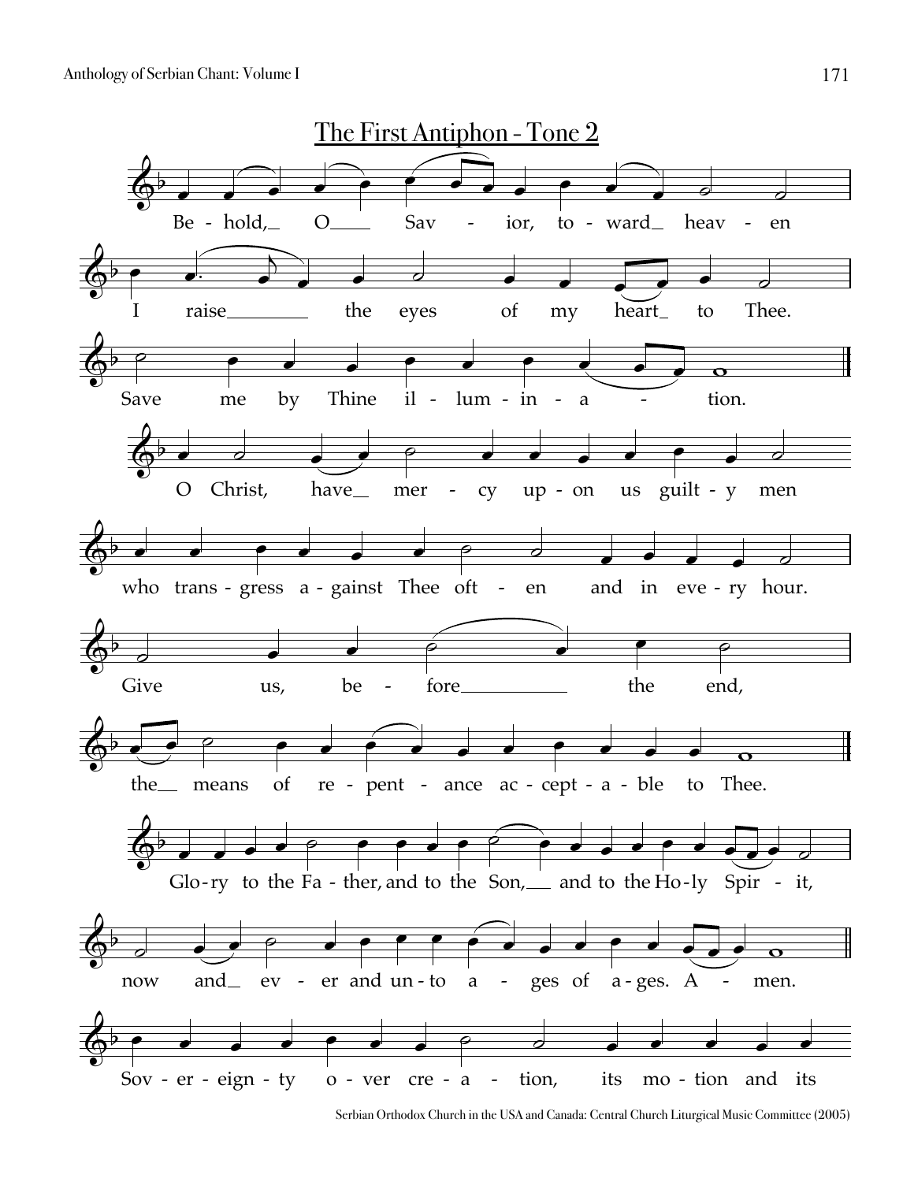## The First Antiphon - Tone 2

Be - hold, O Sav - ior, to - ward heav - en

I raise the eyes of my heart to Thee.

Save me by Thine il - lum - in - a - tion.

O Christ, have mer - cy up - on us guilt - y men

who trans - gress a - gainst Thee oft - en and in eve - ry hour.

Give us, be - fore the end,

the means of re - pent - ance ac - cept - a - ble to Thee.

Glo - ry to the Fa - ther, and to the Son, and to the Ho - ly Spir - it,

now and ev - er and un - to a - ges of a - ges. A - men.

Sov - er - eign - ty o - ver cre - a - tion, its mo - tion and its

Serbian Orthodox Church in the USA and Canada: Central Church Liturgical Music Committee (2005)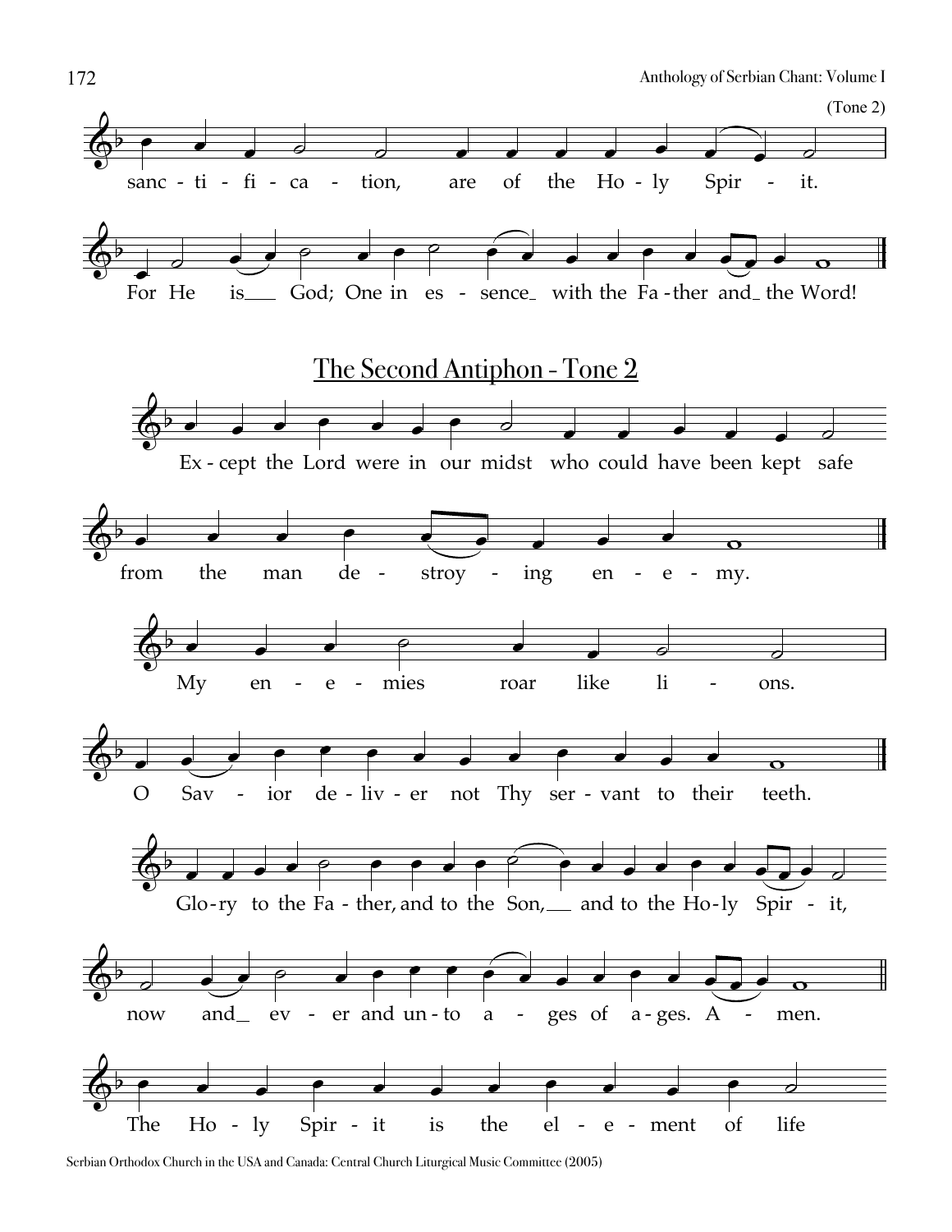(Tone 2)

sanc - ti - fi - ca - tion, are of the Ho - ly Spir - it.

For He is God; One in es - sence with the Fa - ther and the Word!

## The Second Antiphon - Tone 2

Ex - cept the Lord were in our midst who could have been kept safe

from the man de - stroy - ing en - e - my.

My en - e - mies roar like li - ons.

O Sav - ior de - liv - er not Thy ser - vant to their teeth.

Glo - ry to the Fa - ther, and to the Son, and to the Ho - ly Spir - it,

now and ev - er and un - to a - ges of a - ges. A - men.

The Ho - ly Spir - it is the el - e - ment of life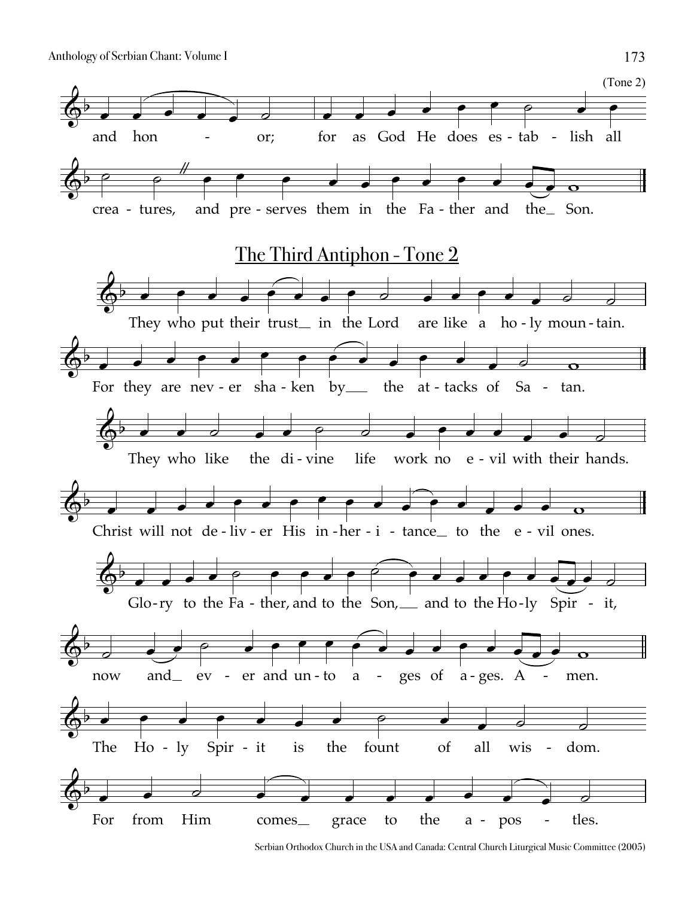(Tone 2)

and hon - or; for as God He does es - tab - lish all

crea - tures, and pre - serves them in the Fa - ther and the_ Son.

## The Third Antiphon - Tone 2

They who put their trust_ in the Lord are like a ho - ly moun - tain.

For they are nev - er sha - ken by___ the at - tacks of Sa - tan.

They who like the di - vine life work no e - vil with their hands.

Christ will not de - liv - er His in - her - i - tance_ to the e - vil ones.

Glo - ry to the Fa - ther, and to the Son,___ and to the Ho - ly Spir - it,

now and_ ev - er and un - to a - ges of a - ges. A - men.

The Ho - ly Spir - it is the fount of all wis - dom.

For from Him comes_ grace to the a - pos - tles.

Serbian Orthodox Church in the USA and Canada: Central Church Liturgical Music Committee (2005)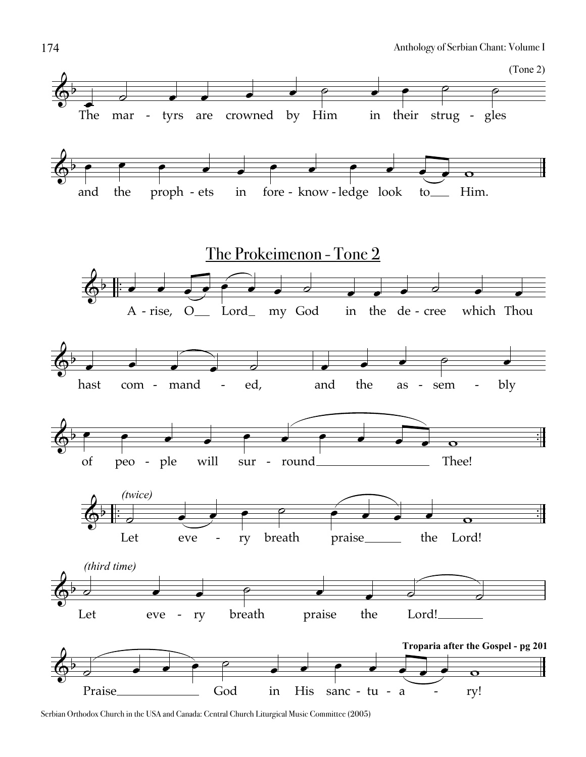(Tone 2)

The mar - tyrs are crowned by Him in their strug - gles

and the proph - ets in fore - know - ledge look to___ Him.

## The Prokeimenon - Tone 2

A - rise, O___ Lord_ my God in the de - cree which Thou

hast com - mand - ed, and the as - sem - bly

of peo - ple will sur - round_________________ Thee!

*(twice)*

Let eve - ry breath praise______ the Lord!

*(third time)*

Let eve - ry breath praise the Lord!_______

**Troparia after the Gospel - pg 201**

Praise_____________ God in His sanc - tu - a - ry!

Serbian Orthodox Church in the USA and Canada: Central Church Liturgical Music Committee (2005)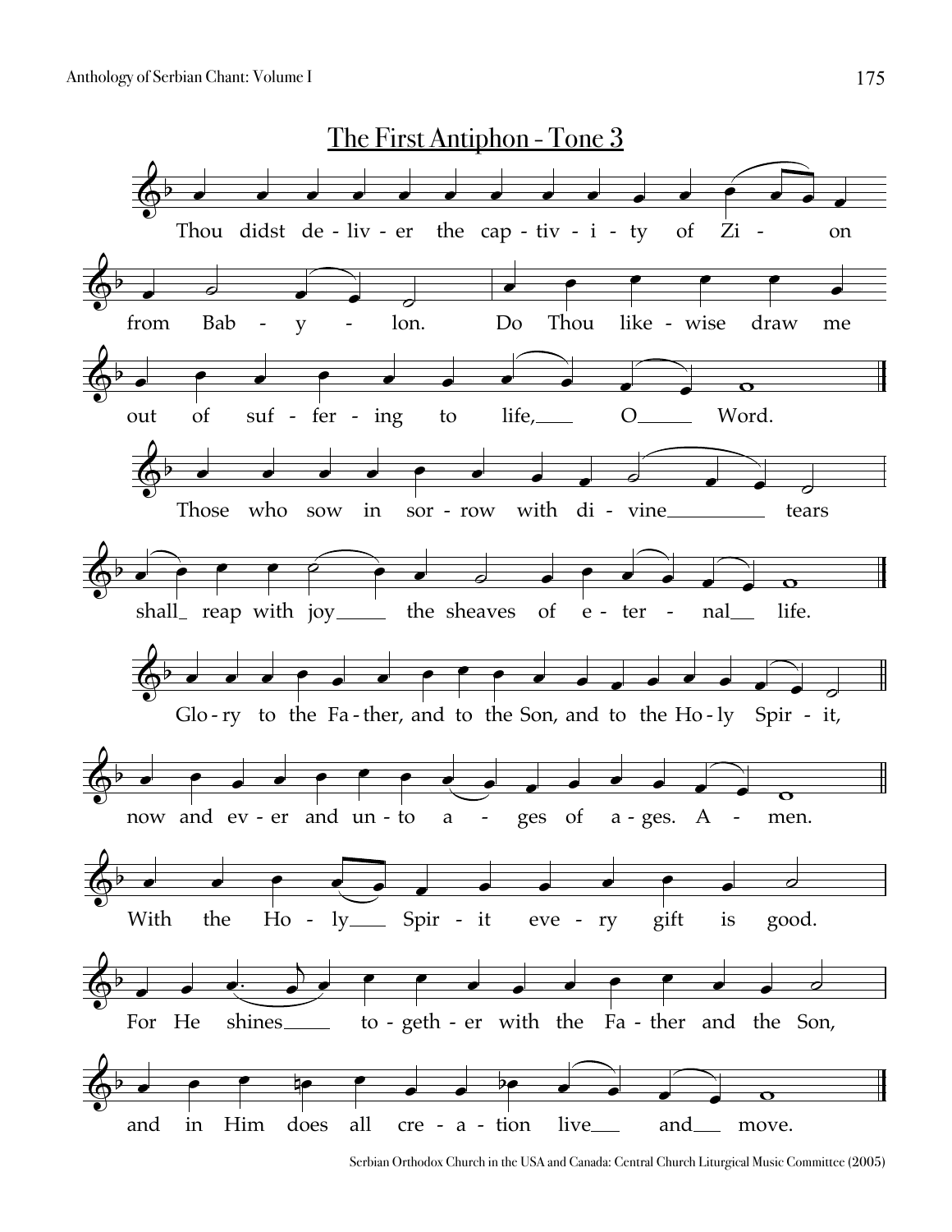# The First Antiphon - Tone 3

Thou didst de - liv - er the cap - tiv - i - ty of Zi - on from Bab - y - lon. Do Thou like - wise draw me out of suf - fer - ing to life,___ O___ Word.

Those who sow in sor - row with di - vine_____ tears shall_ reap with joy____ the sheaves of e - ter - nal__ life.

Glo - ry to the Fa - ther, and to the Son, and to the Ho - ly Spir - it, now and ev - er and un - to a - ges of a - ges. A - men.

With the Ho - ly___ Spir - it eve - ry gift is good. For He shines____ to - geth - er with the Fa - ther and the Son, and in Him does all cre - a - tion live__ and__ move.

Serbian Orthodox Church in the USA and Canada: Central Church Liturgical Music Committee (2005)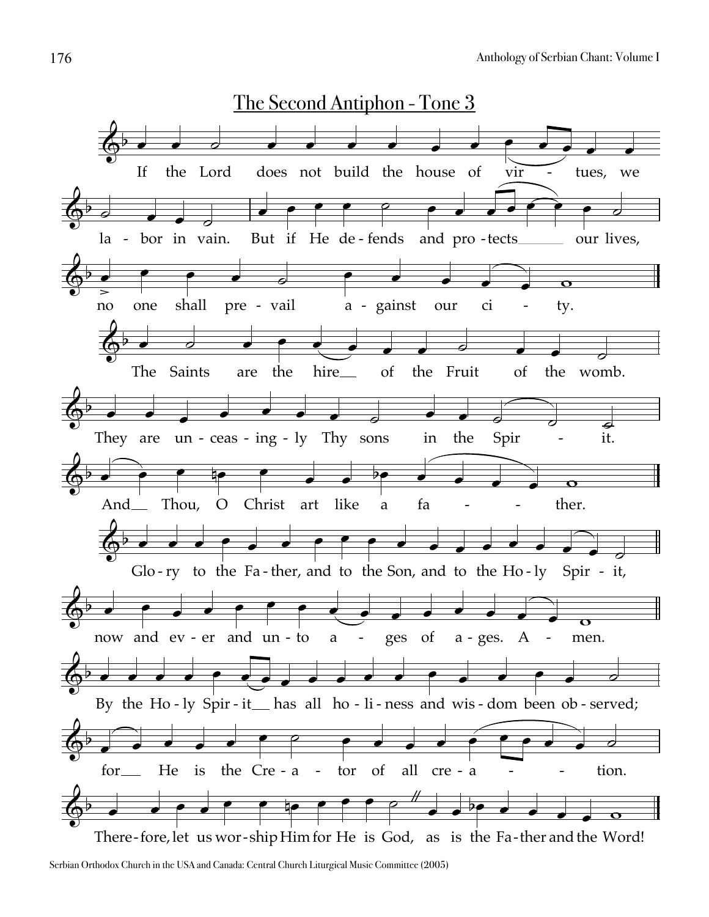## The Second Antiphon - Tone 3

If the Lord does not build the house of vir - tues, we la - bor in vain. But if He de - fends and pro - tects___ our lives, no one shall pre - vail a - gainst our ci - ty.

The Saints are the hire__ of the Fruit of the womb. They are un - ceas - ing - ly Thy sons in the Spir - it. And__ Thou, O Christ art like a fa - - ther.

Glo - ry to the Fa - ther, and to the Son, and to the Ho - ly Spir - it,

now and ev - er and un - to a - ges of a - ges. A - men.

By the Ho - ly Spir - it__ has all ho - li - ness and wis - dom been ob - served; for__ He is the Cre - a - tor of all cre - a - - tion. There - fore, let us wor - ship Him for He is God, as is the Fa - ther and the Word!

Serbian Orthodox Church in the USA and Canada: Central Church Liturgical Music Committee (2005)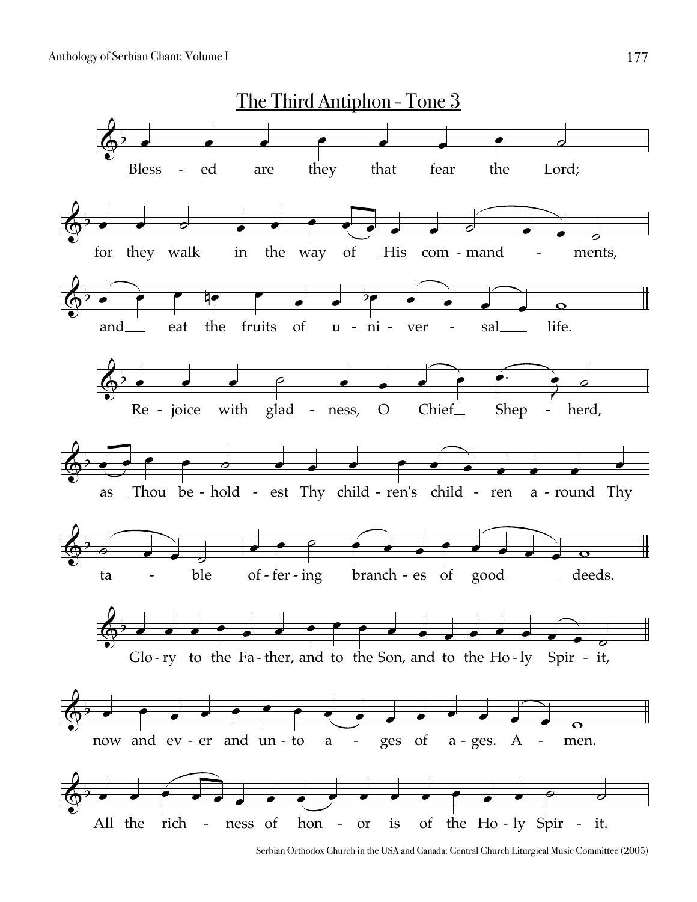# The Third Antiphon - Tone 3

Bless - ed are they that fear the Lord;

for they walk in the way of___ His com - mand - ments,

and___ eat the fruits of u - ni - ver - sal___ life.

Re - joice with glad - ness, O Chief___ Shep - herd,

as___ Thou be - hold - est Thy child - ren's child - ren a - round Thy

ta - ble of - fer - ing branch - es of good______ deeds.

Glo - ry to the Fa - ther, and to the Son, and to the Ho - ly Spir - it,

now and ev - er and un - to a - ges of a - ges. A - men.

All the rich - ness of hon - or is of the Ho - ly Spir - it.

Serbian Orthodox Church in the USA and Canada: Central Church Liturgical Music Committee (2005)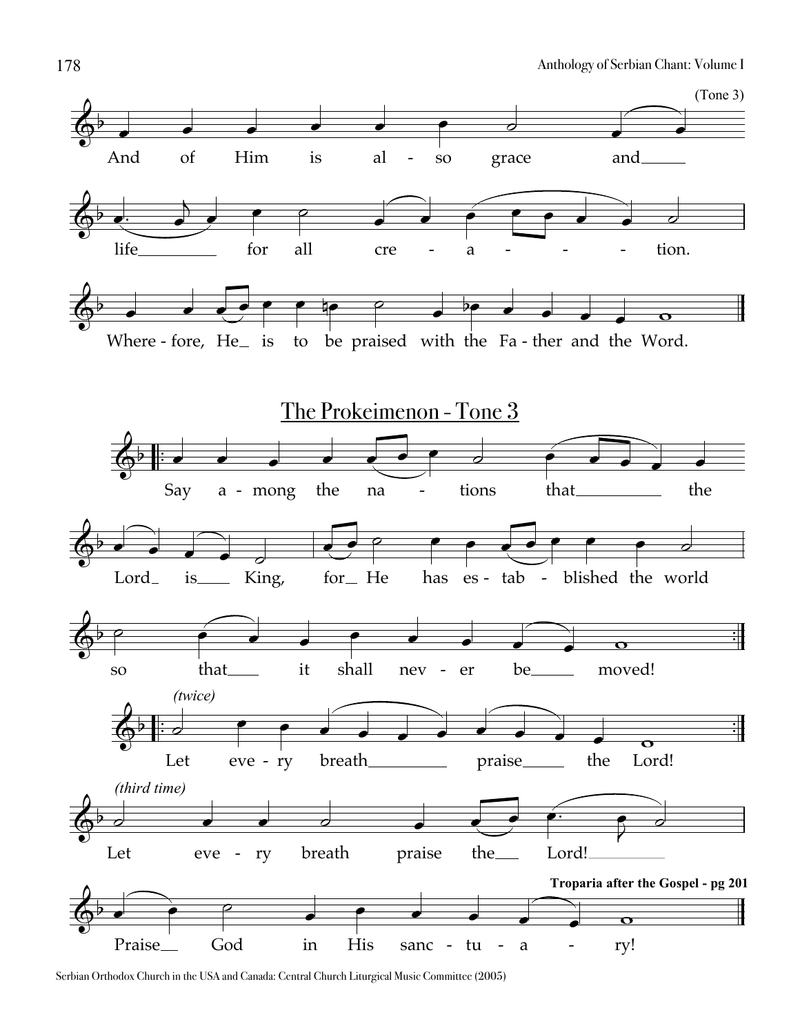(Tone 3)

And of Him is al - so grace and\_\_\_\_\_

life\_\_\_\_\_\_\_\_\_ for all cre - a - - - tion.

Where - fore, He\_ is to be praised with the Fa - ther and the Word.

## The Prokeimenon - Tone 3

Say a - mong the na - tions that\_\_\_\_\_\_\_\_\_\_ the

Lord\_ is\_\_\_\_ King, for\_ He has es - tab - blished the world

so that\_\_\_\_ it shall nev - er be\_\_\_\_\_ moved!

*(twice)*

Let eve - ry breath\_\_\_\_\_\_\_\_\_ praise\_\_\_\_\_ the Lord!

*(third time)*

Let eve - ry breath praise the\_\_\_ Lord!\_\_\_\_\_\_\_\_\_

**Troparia after the Gospel - pg 201**

Praise\_\_ God in His sanc - tu - a - ry!

Serbian Orthodox Church in the USA and Canada: Central Church Liturgical Music Committee (2005)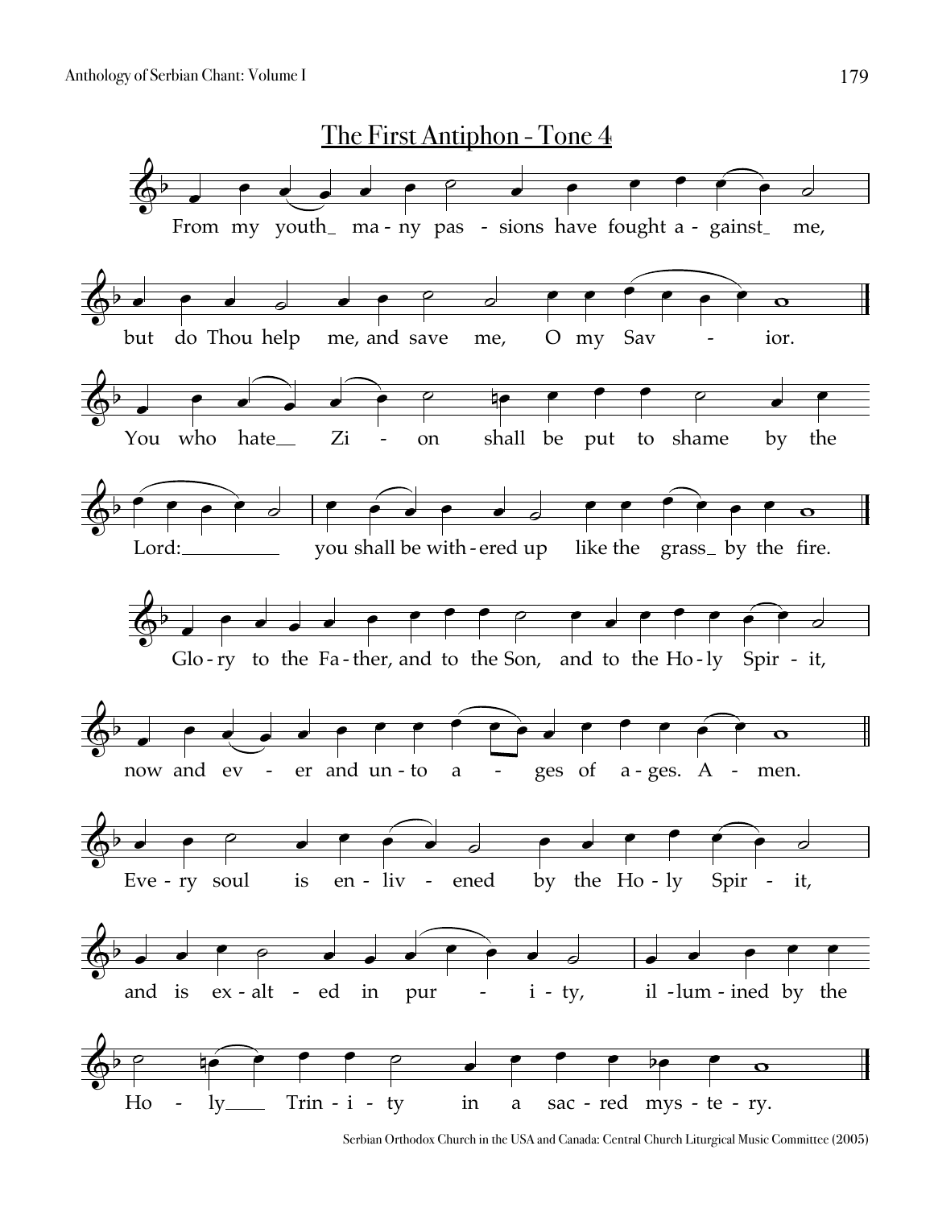## The First Antiphon - Tone 4

From my youth many passions have fought against me,

but do Thou help me, and save me, O my Savior.

You who hate Zion shall be put to shame by the Lord:

you shall be withered up like the grass by the fire.

Glory to the Father, and to the Son, and to the Holy Spirit,

now and ever and unto ages of ages. Amen.

Every soul is enlivened by the Holy Spirit,

and is exalted in purity, illumined by the

Holy Trinity in a sacred mystery.

Serbian Orthodox Church in the USA and Canada: Central Church Liturgical Music Committee (2005)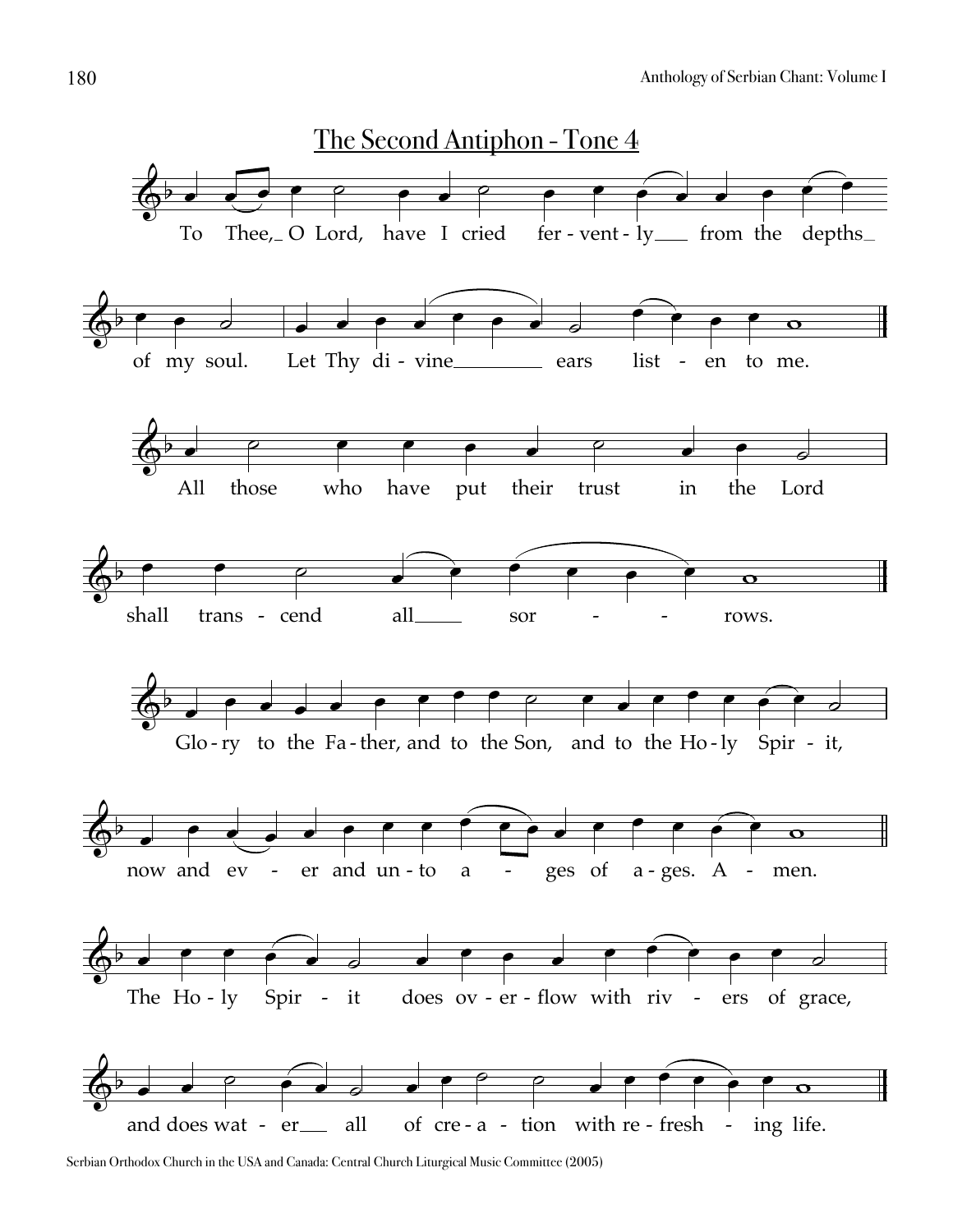## The Second Antiphon - Tone 4

To Thee, O Lord, have I cried fervently from the depths of my soul. Let Thy divine ears listen to me.

All those who have put their trust in the Lord shall transcend all sorrows.

Glory to the Father, and to the Son, and to the Holy Spirit, now and ever and unto ages of ages. Amen.

The Holy Spirit does overflow with rivers of grace, and does water all of creation with refreshing life.

Serbian Orthodox Church in the USA and Canada: Central Church Liturgical Music Committee (2005)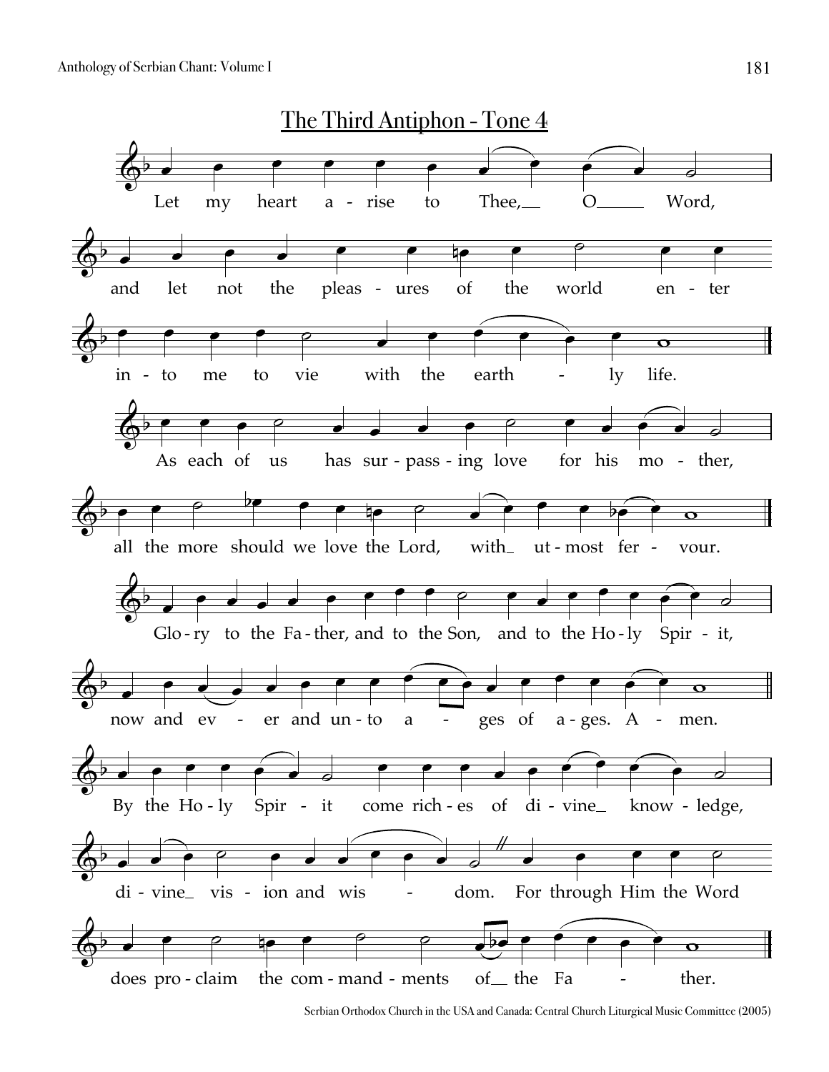## The Third Antiphon - Tone 4

Let my heart arise to Thee, O Word,
and let not the pleasures of the world enter
into me to vie with the earthly life.

As each of us has surpassing love for his mother,
all the more should we love the Lord, with utmost fervour.

Glory to the Father, and to the Son, and to the Holy Spirit,
now and ever and unto ages of ages. Amen.

By the Holy Spirit come riches of divine knowledge,
divine vision and wisdom. For through Him the Word
does proclaim the commandments of the Father.

Serbian Orthodox Church in the USA and Canada: Central Church Liturgical Music Committee (2005)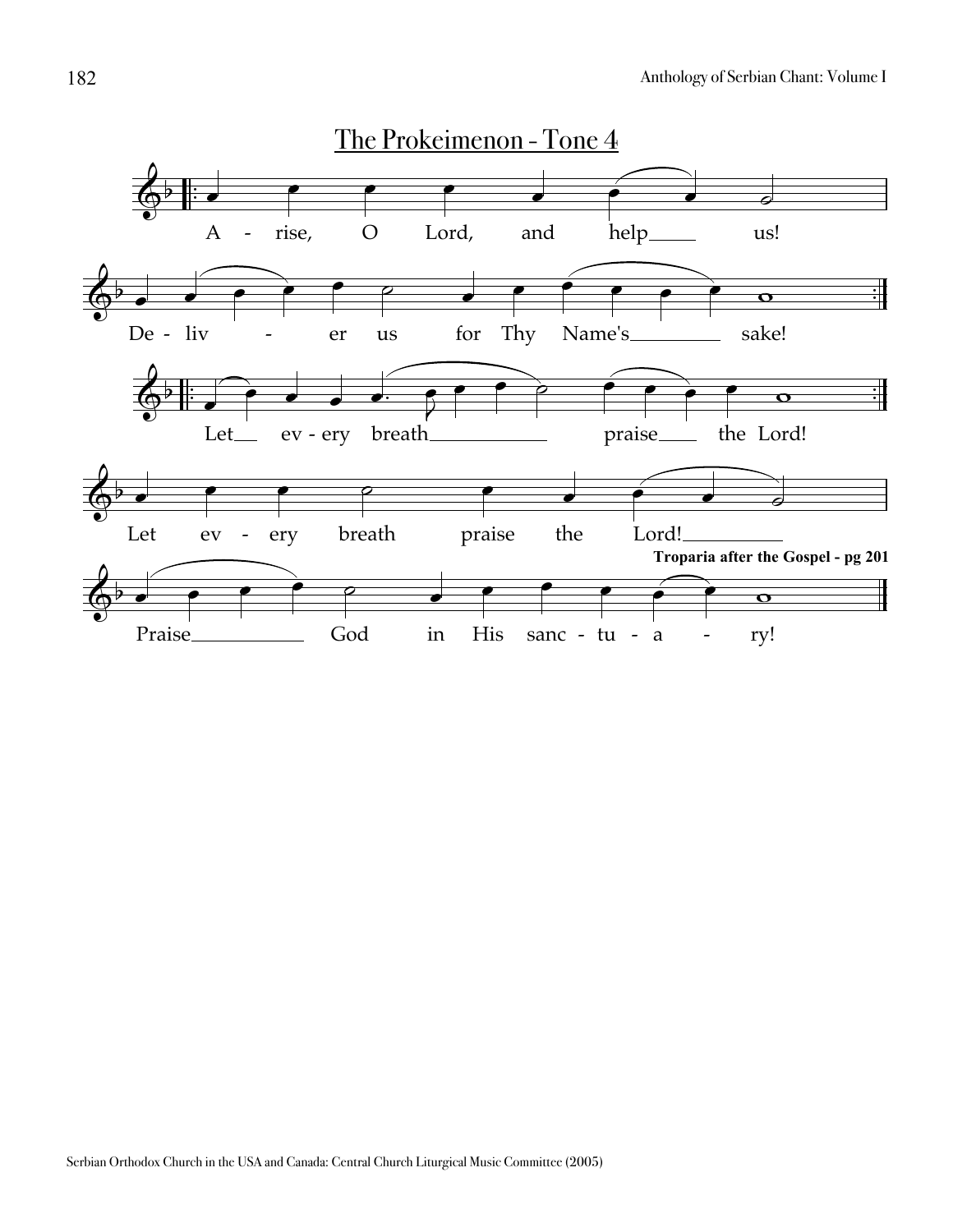## The Prokeimenon - Tone 4

A - rise, O Lord, and help us!

De - liv - er us for Thy Name's sake!

Let ev - ery breath praise the Lord!

Let ev - ery breath praise the Lord!

**Troparia after the Gospel - pg 201**

Praise God in His sanc - tu - a - ry!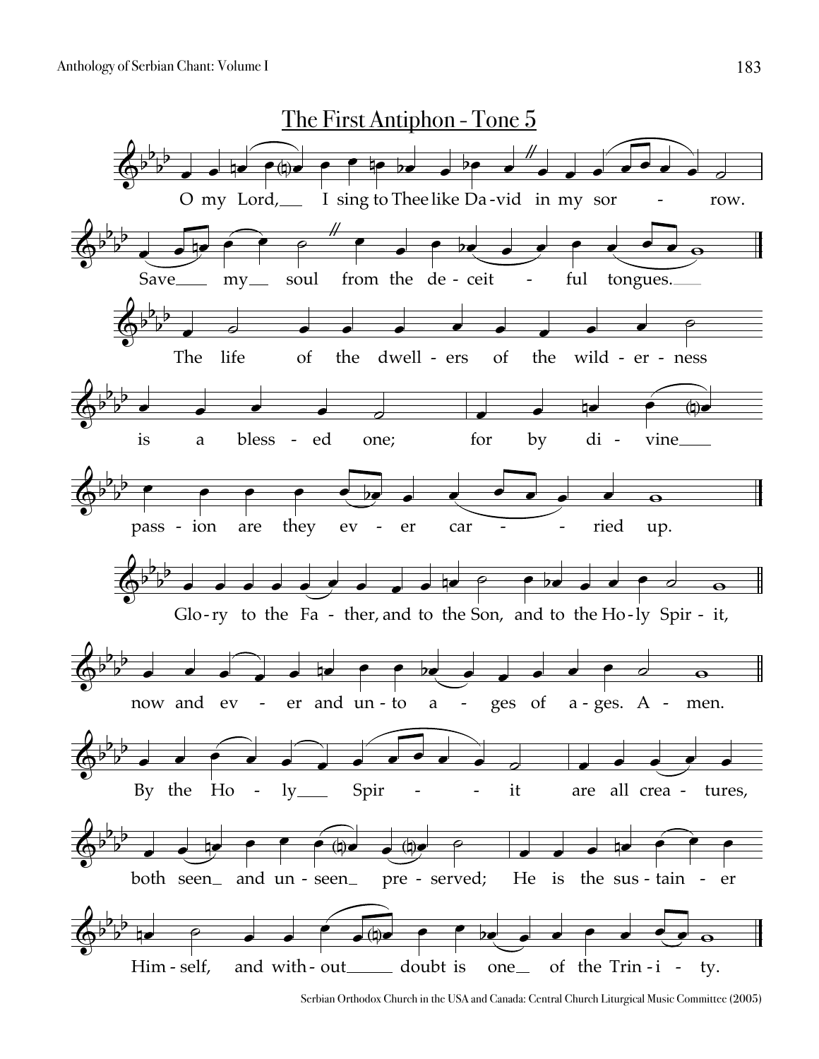# The First Antiphon - Tone 5

O my Lord, I sing to Thee like Da-vid in my sor - row.

Save my soul from the de-ceit - ful tongues.

The life of the dwell-ers of the wild-er-ness is a bless-ed one; for by di-vine pass-ion are they ev-er car - ried up.

Glo-ry to the Fa - ther, and to the Son, and to the Ho-ly Spir - it,

now and ev - er and un-to a - ges of a-ges. A - men.

By the Ho - ly Spir - - it are all crea - tures, both seen and un-seen pre-served; He is the sus-tain - er Him-self, and with-out doubt is one of the Trin-i - ty.

Serbian Orthodox Church in the USA and Canada: Central Church Liturgical Music Committee (2005)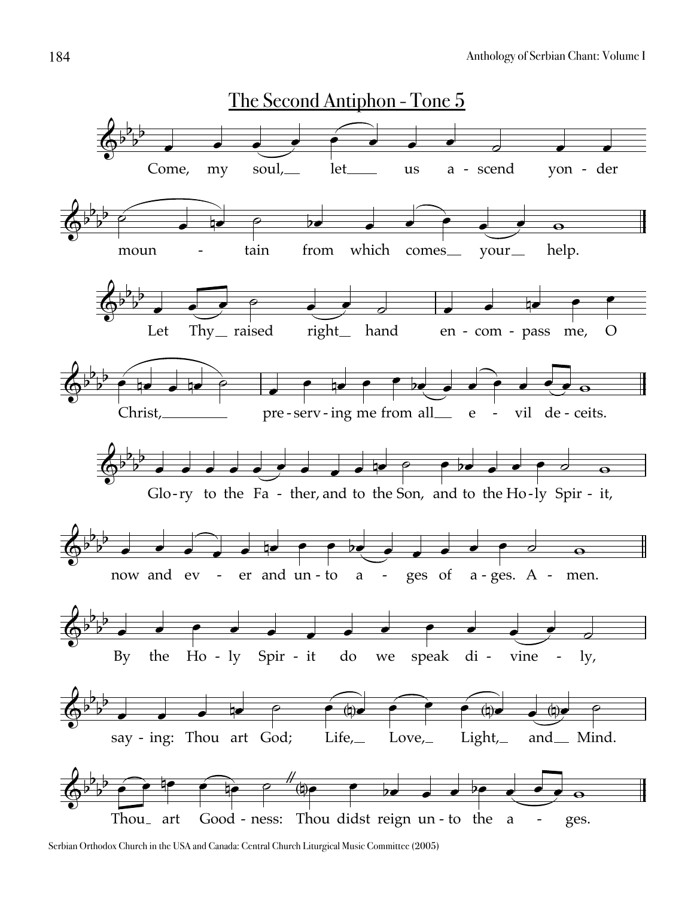## The Second Antiphon - Tone 5

Come, my soul, let us ascend yonder moun - tain from which comes your help.

Let Thy raised right hand en - com - pass me, O Christ, pre - serv - ing me from all e - vil de - ceits.

Glo - ry to the Fa - ther, and to the Son, and to the Ho - ly Spir - it,

now and ev - er and un - to a - ges of a - ges. A - men.

By the Ho - ly Spir - it do we speak di - vine - ly,

say - ing: Thou art God; Life, Love, Light, and Mind.

Thou art Good - ness: Thou didst reign un - to the a - ges.

Serbian Orthodox Church in the USA and Canada: Central Church Liturgical Music Committee (2005)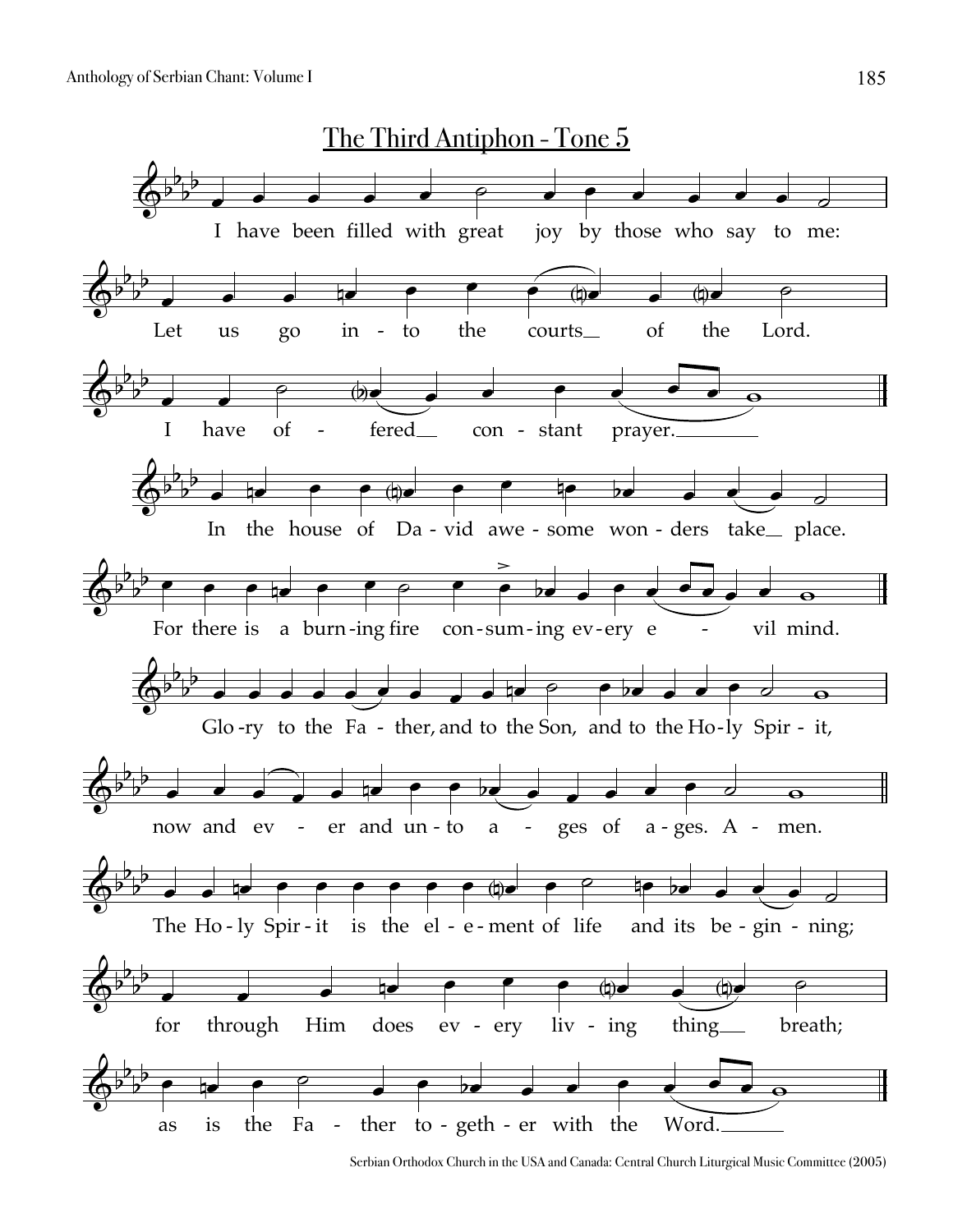# The Third Antiphon - Tone 5

I have been filled with great joy by those who say to me:

Let us go into the courts of the Lord.

I have offered constant prayer.

In the house of David awesome wonders take place.

For there is a burning fire consuming every evil mind.

Glory to the Father, and to the Son, and to the Holy Spirit,

now and ever and unto ages of ages. Amen.

The Holy Spirit is the element of life and its beginning;

for through Him does every living thing breath;

as is the Father together with the Word.

Serbian Orthodox Church in the USA and Canada: Central Church Liturgical Music Committee (2005)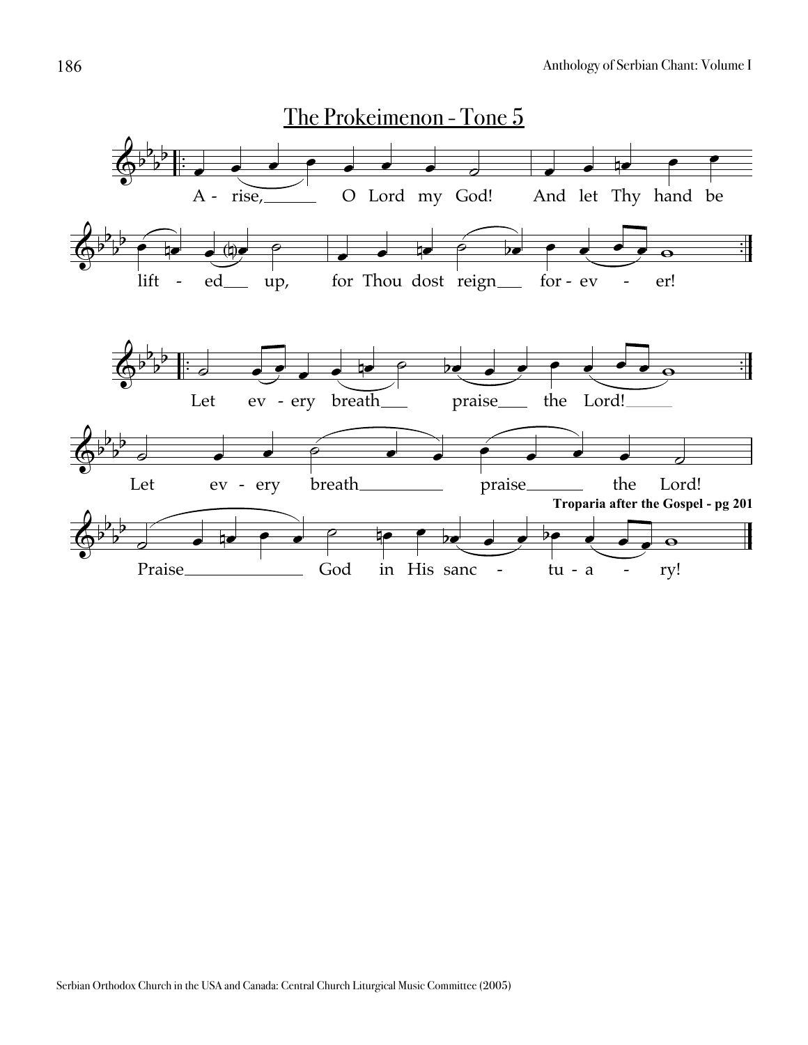## The Prokeimenon - Tone 5

A - rise, O Lord my God! And let Thy hand be lift - ed up, for Thou dost reign for - ev - er!

Let ev - ery breath praise the Lord!

Let ev - ery breath praise the Lord!

**Troparia after the Gospel - pg 201**

Praise God in His sanc - tu - a - ry!

Serbian Orthodox Church in the USA and Canada: Central Church Liturgical Music Committee (2005)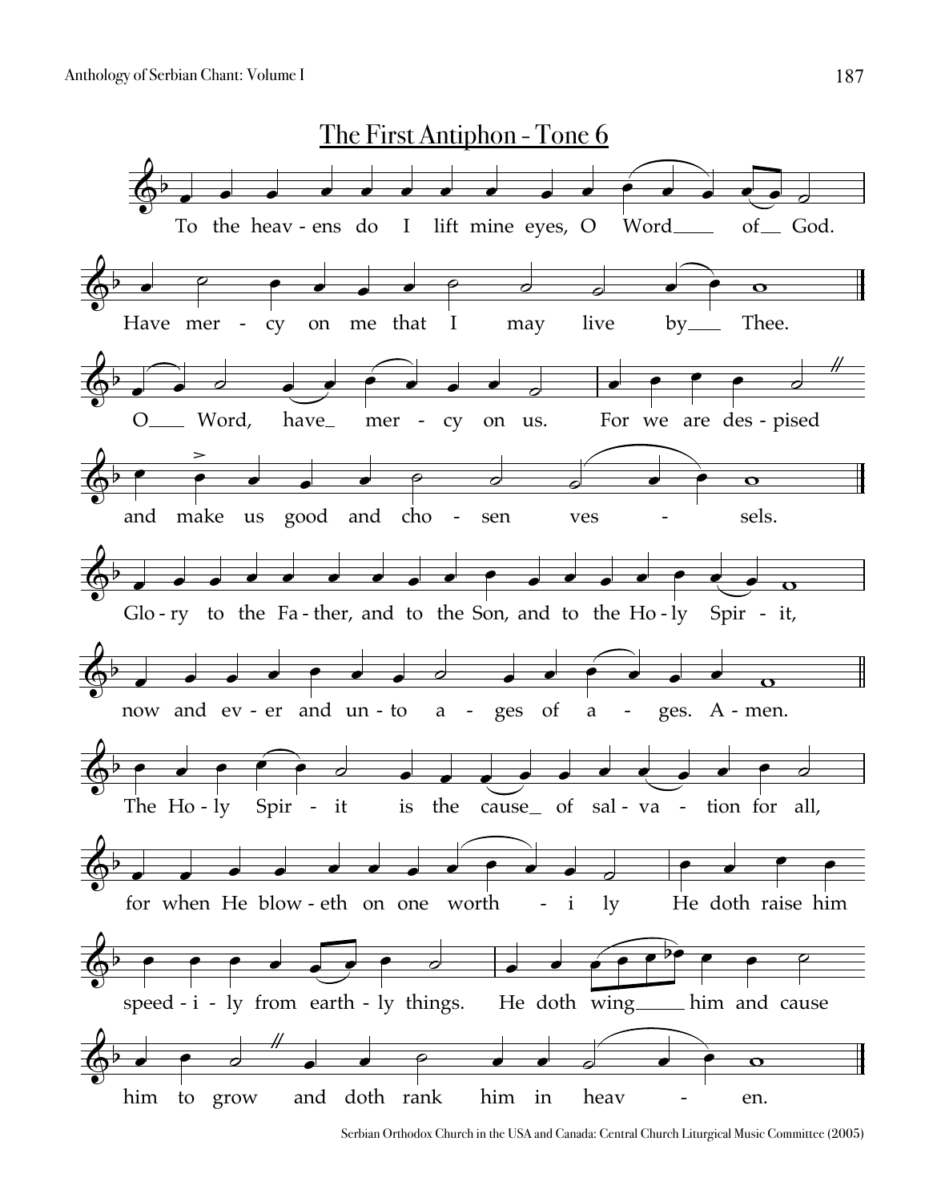# The First Antiphon - Tone 6

To the heav - ens do I lift mine eyes, O Word__ of__ God.

Have mer - cy on me that I may live by__ Thee.

O__ Word, have_ mer - cy on us. For we are des - pised

and make us good and cho - sen ves - sels.

Glo - ry to the Fa - ther, and to the Son, and to the Ho - ly Spir - it,

now and ev - er and un - to a - ges of a - ges. A - men.

The Ho - ly Spir - it is the cause_ of sal - va - tion for all,

for when He blow - eth on one worth - i ly He doth raise him

speed - i - ly from earth - ly things. He doth wing__ him and cause

him to grow and doth rank him in heav - en.

Serbian Orthodox Church in the USA and Canada: Central Church Liturgical Music Committee (2005)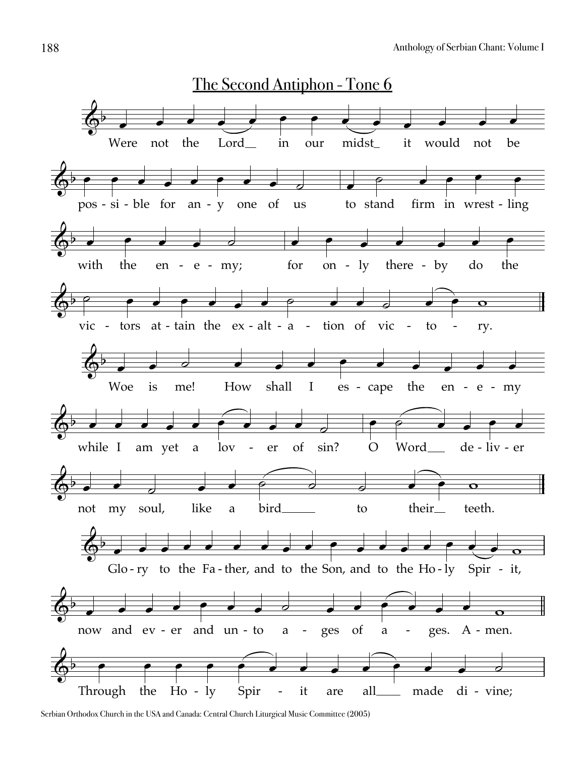## The Second Antiphon - Tone 6

Were not the Lord in our midst it would not be possible for any one of us to stand firm in wrestling with the enemy; for only thereby do the victors attain the exaltation of victory.

Woe is me! How shall I escape the enemy while I am yet a lover of sin? O Word deliver not my soul, like a bird to their teeth.

Glory to the Father, and to the Son, and to the Holy Spirit, now and ever and unto ages of ages. Amen.

Through the Holy Spirit are all made divine;

Serbian Orthodox Church in the USA and Canada: Central Church Liturgical Music Committee (2005)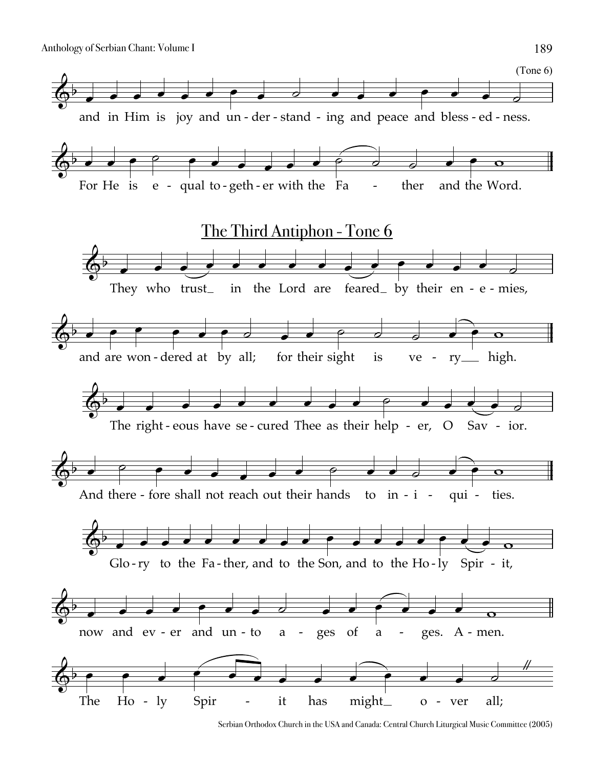(Tone 6)

and in Him is joy and un - der - stand - ing and peace and bless - ed - ness.

For He is e - qual to - geth - er with the Fa - ther and the Word.

## The Third Antiphon - Tone 6

They who trust_ in the Lord are feared_ by their en - e - mies,

and are won - dered at by all; for their sight is ve - ry__ high.

The right - eous have se - cured Thee as their help - er, O Sav - ior.

And there - fore shall not reach out their hands to in - i - qui - ties.

Glo - ry to the Fa - ther, and to the Son, and to the Ho - ly Spir - it,

now and ev - er and un - to a - ges of a - ges. A - men.

The Ho - ly Spir - it has might_ o - ver all; //

Serbian Orthodox Church in the USA and Canada: Central Church Liturgical Music Committee (2005)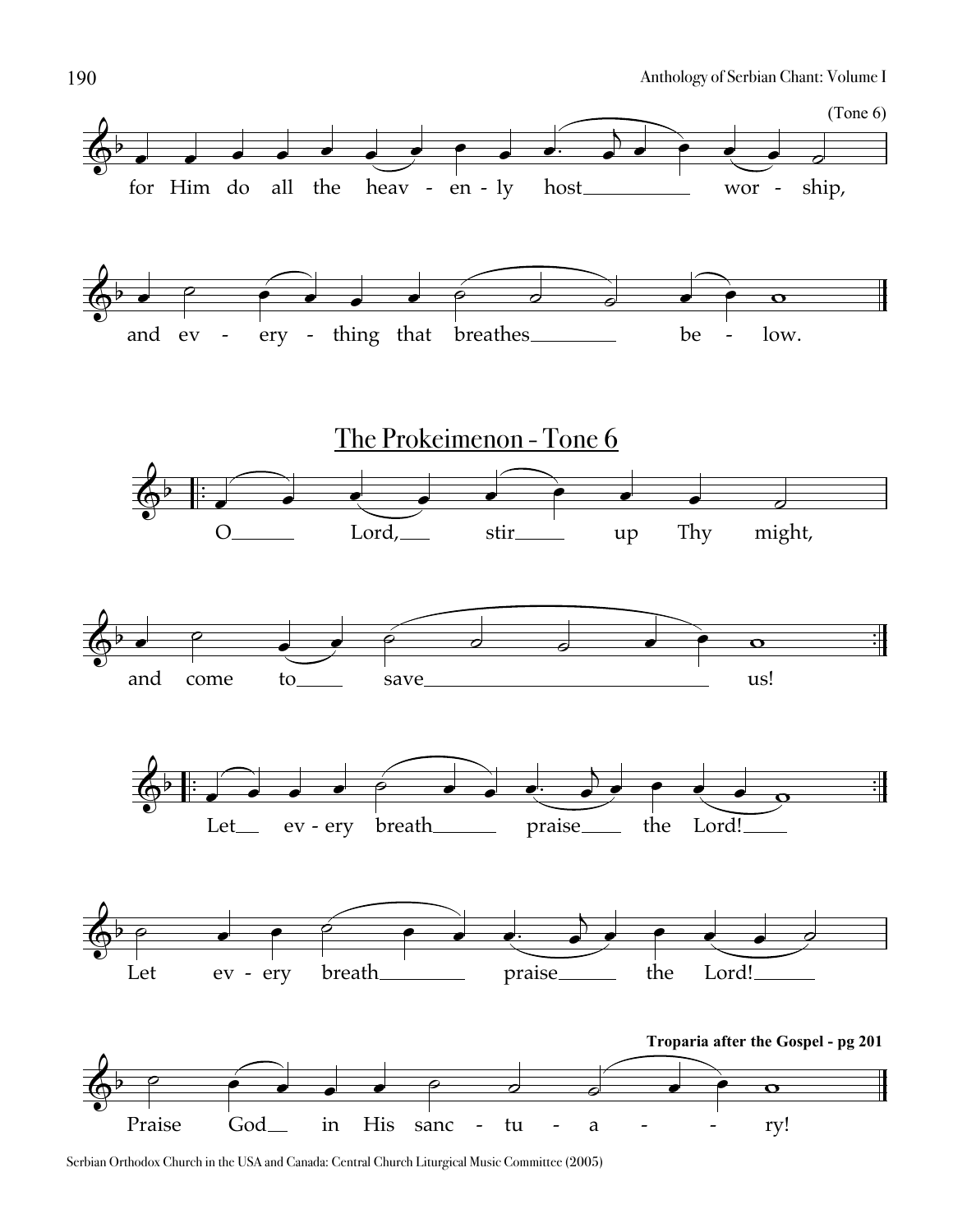(Tone 6)

for Him do all the heav - en - ly host ___ wor - ship,

and ev - ery - thing that breathes ___ be - low.

## The Prokeimenon - Tone 6

O ___ Lord, ___ stir ___ up Thy might,

and come to ___ save ___ us!

Let ___ ev - ery breath ___ praise ___ the Lord! ___

Let ev - ery breath ___ praise ___ the Lord! ___

**Troparia after the Gospel - pg 201**

Praise God ___ in His sanc - tu - a - - ry!

Serbian Orthodox Church in the USA and Canada: Central Church Liturgical Music Committee (2005)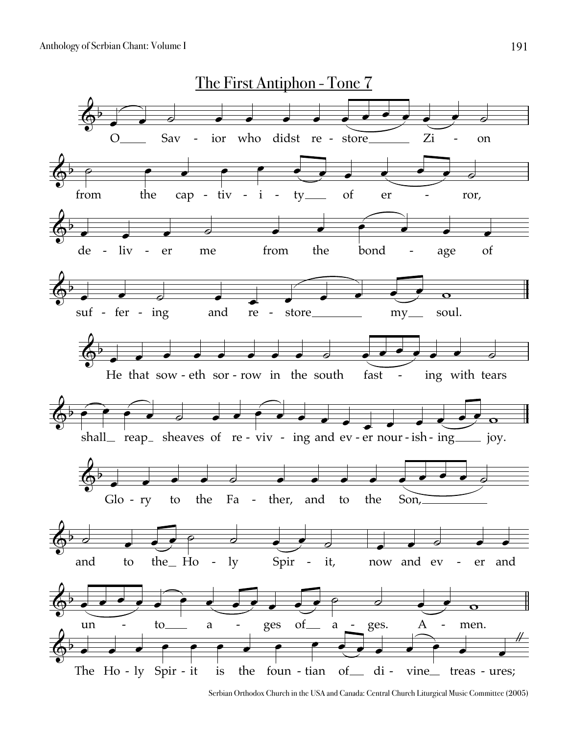## The First Antiphon - Tone 7

O Savior who didst restore Zion from the captivity of error, deliver me from the bondage of suffering and restore my soul.

He that soweth sorrow in the south fasting with tears shall reap sheaves of reviving and ever nourishing joy.

Glory to the Father, and to the Son, and to the Holy Spirit, now and ever and unto ages of ages. Amen.

The Holy Spirit is the fountian of divine treasures;

Serbian Orthodox Church in the USA and Canada: Central Church Liturgical Music Committee (2005)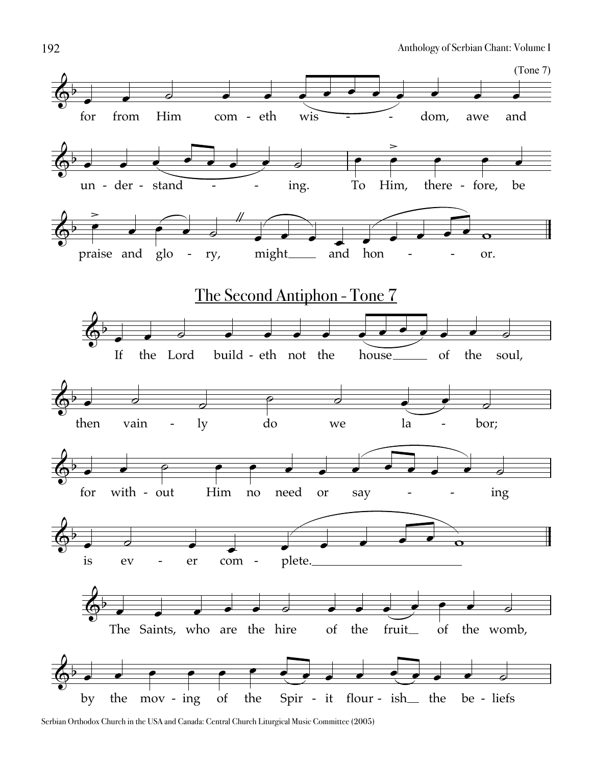(Tone 7)

for from Him com - eth wis - - dom, awe and

un - der - stand - - ing. To Him, there - fore, be

praise and glo - ry, might and hon - - or.

## The Second Antiphon - Tone 7

If the Lord build - eth not the house of the soul,

then vain - ly do we la - bor;

for with - out Him no need or say - - ing

is ev - er com - plete.

The Saints, who are the hire of the fruit of the womb,

by the mov - ing of the Spir - it flour - ish the be - liefs

Serbian Orthodox Church in the USA and Canada: Central Church Liturgical Music Committee (2005)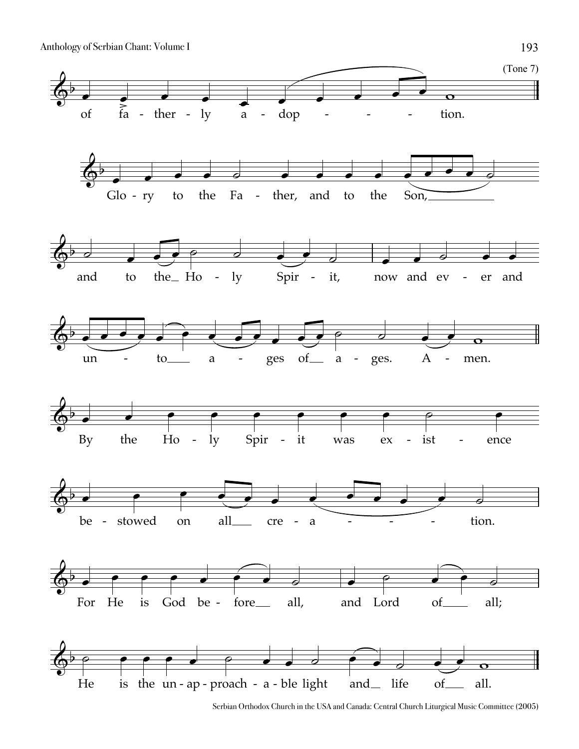(Tone 7)

of fa - ther - ly a - dop - - - - tion.

Glo - ry to the Fa - ther, and to the Son,

and to the Ho - ly Spir - it, now and ev - er and

un - to a - ges of a - ges. A - men.

By the Ho - ly Spir - it was ex - ist - ence

be - stowed on all cre - a - - - - tion.

For He is God be - fore all, and Lord of all;

He is the un - ap - proach - a - ble light and life of all.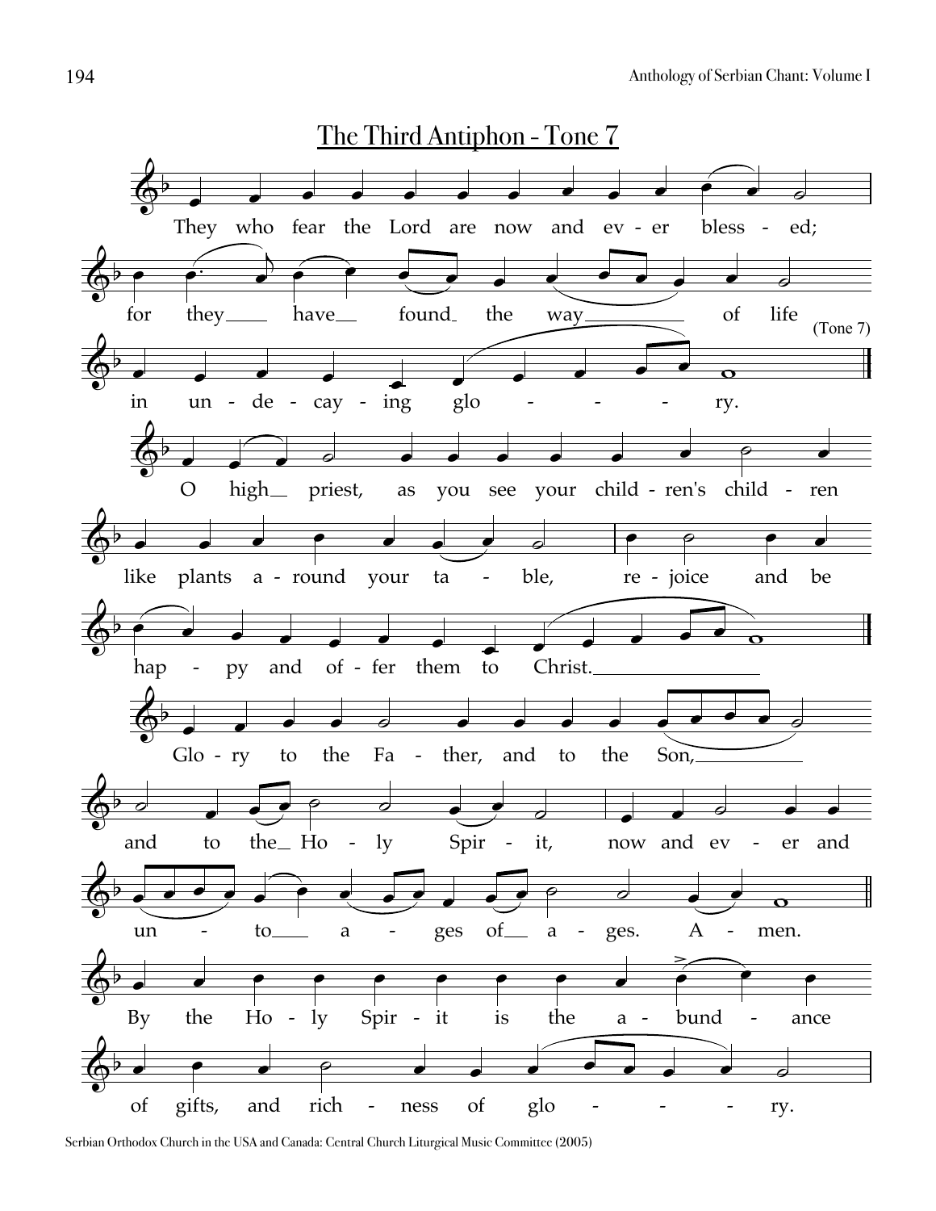# The Third Antiphon - Tone 7

They who fear the Lord are now and ev - er bless - ed;

for they have found the way of life

in un - de - cay - ing glo - - - ry.

(Tone 7)

O high priest, as you see your child - ren's child - ren

like plants a - round your ta - ble, re - joice and be

hap - py and of - fer them to Christ.

Glo - ry to the Fa - ther, and to the Son,

and to the Ho - ly Spir - it, now and ev - er and

un - to a - ges of a - ges. A - men.

By the Ho - ly Spir - it is the a - bund - ance

of gifts, and rich - ness of glo - - - ry.

Serbian Orthodox Church in the USA and Canada: Central Church Liturgical Music Committee (2005)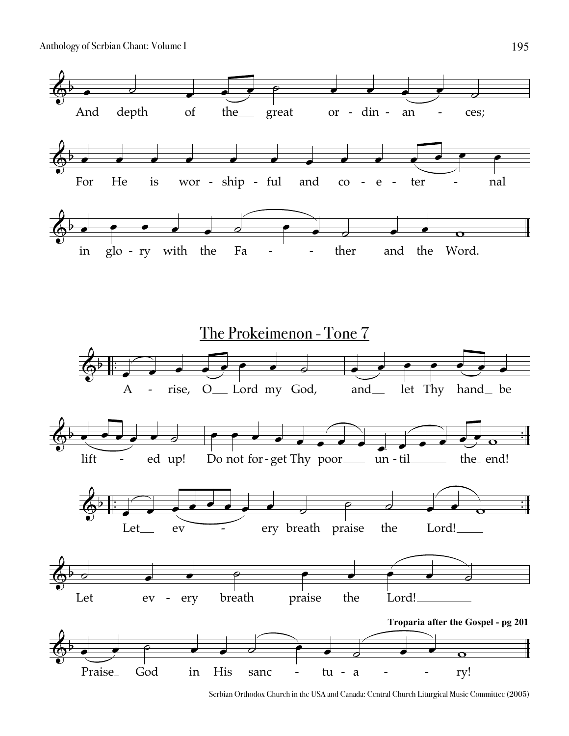And depth of the great ordinances;

For He is worshipful and co-eternal

in glory with the Father and the Word.

## The Prokeimenon - Tone 7

Arise, O Lord my God, and let Thy hand be

lifted up! Do not forget Thy poor until the end!

Let every breath praise the Lord!

Let every breath praise the Lord!

**Troparia after the Gospel - pg 201**

Praise God in His sanctuary!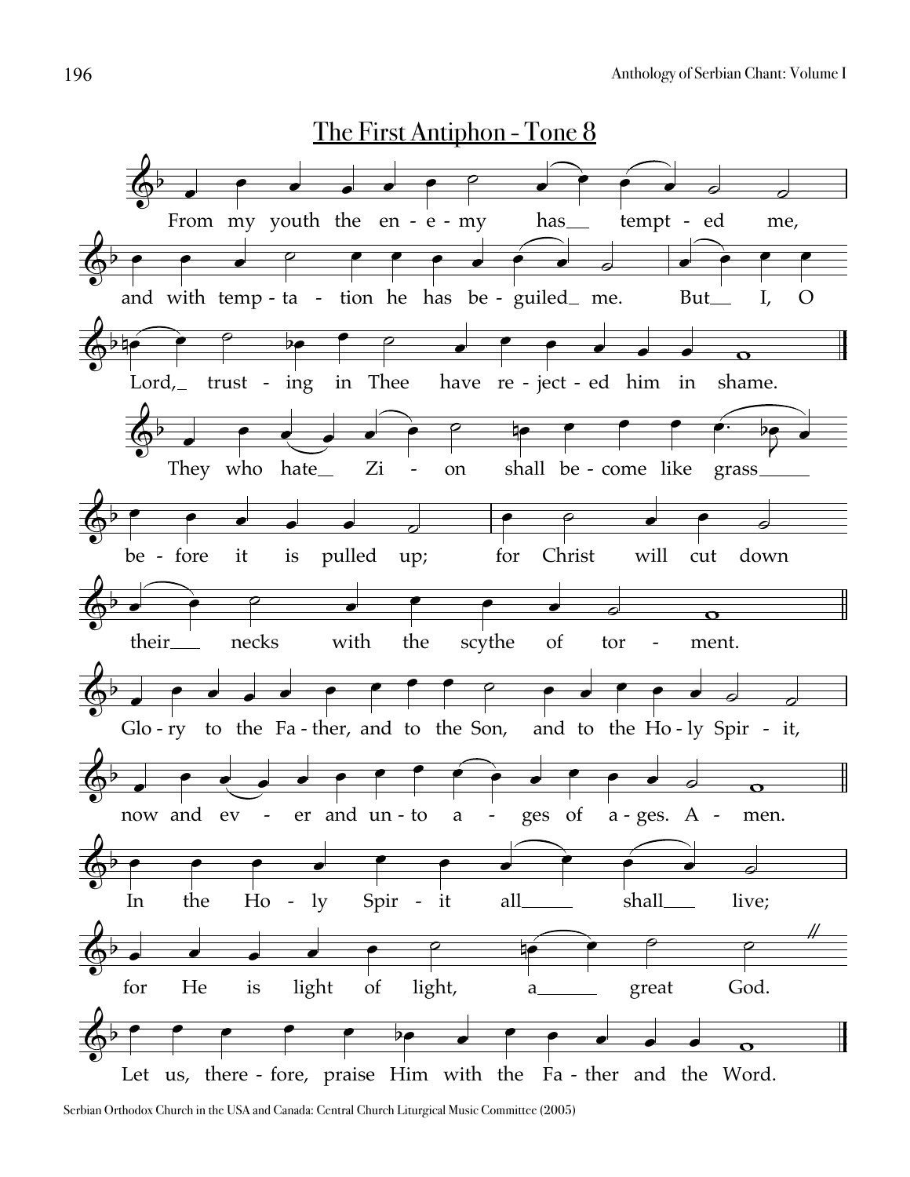## The First Antiphon - Tone 8

From my youth the en - e - my has__ tempt - ed me,

and with temp - ta - tion he has be - guiled_ me. But__ I, O

Lord,_ trust - ing in Thee have re - ject - ed him in shame.

They who hate__ Zi - on shall be - come like grass_____

be - fore it is pulled up; for Christ will cut down

their___ necks with the scythe of tor - ment.

Glo - ry to the Fa - ther, and to the Son, and to the Ho - ly Spir - it,

now and ev - er and un - to a - ges of a - ges. A - men.

In the Ho - ly Spir - it all_____ shall___ live;

for He is light of light, a______ great God.

Let us, there - fore, praise Him with the Fa - ther and the Word.

Serbian Orthodox Church in the USA and Canada: Central Church Liturgical Music Committee (2005)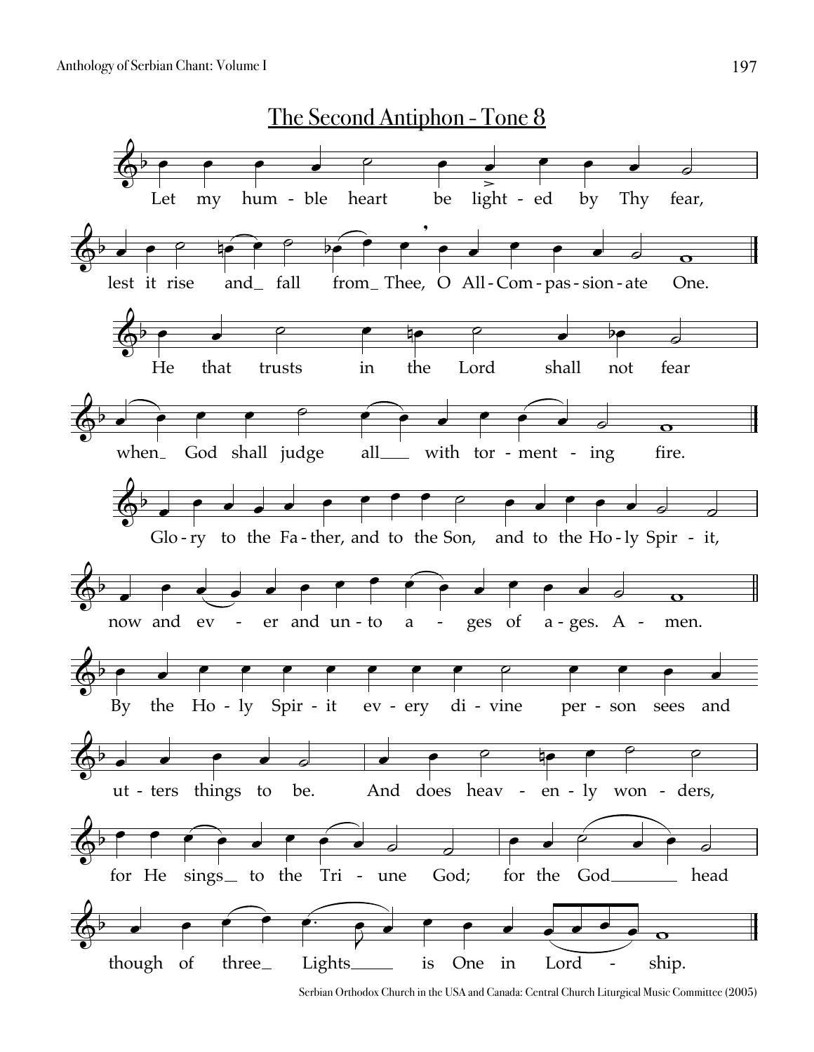## The Second Antiphon - Tone 8

Let my humble heart be lighted by Thy fear, lest it rise and fall from Thee, O All-Compassionate One.

He that trusts in the Lord shall not fear when God shall judge all with tormenting fire.

Glory to the Father, and to the Son, and to the Holy Spirit, now and ever and unto ages of ages. Amen.

By the Holy Spirit every divine person sees and utters things to be. And does heavenly wonders, for He sings to the Triune God; for the Godhead though of three Lights is One in Lordship.

Serbian Orthodox Church in the USA and Canada: Central Church Liturgical Music Committee (2005)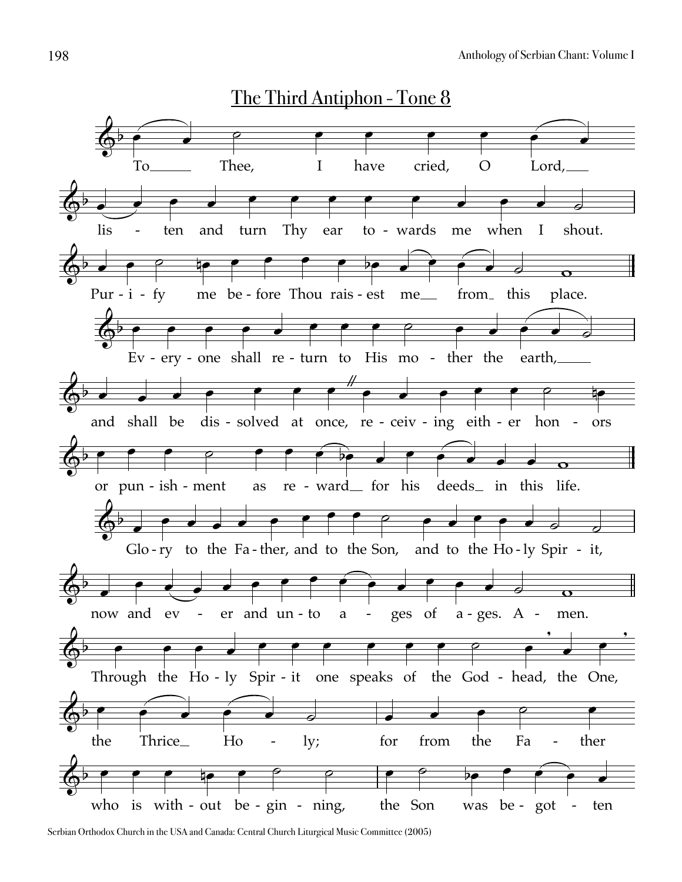## The Third Antiphon - Tone 8

To Thee, I have cried, O Lord, listen and turn Thy ear towards me when I shout. Purify me before Thou raisest me from this place.

Everyone shall return to His mother the earth, and shall be dissolved at once, receiving either honors or punishment as reward for his deeds in this life.

Glory to the Father, and to the Son, and to the Holy Spirit, now and ever and unto ages of ages. Amen.

Through the Holy Spirit one speaks of the Godhead, the One, the Thrice Holy; for from the Father who is without beginning, the Son was begotten

Serbian Orthodox Church in the USA and Canada: Central Church Liturgical Music Committee (2005)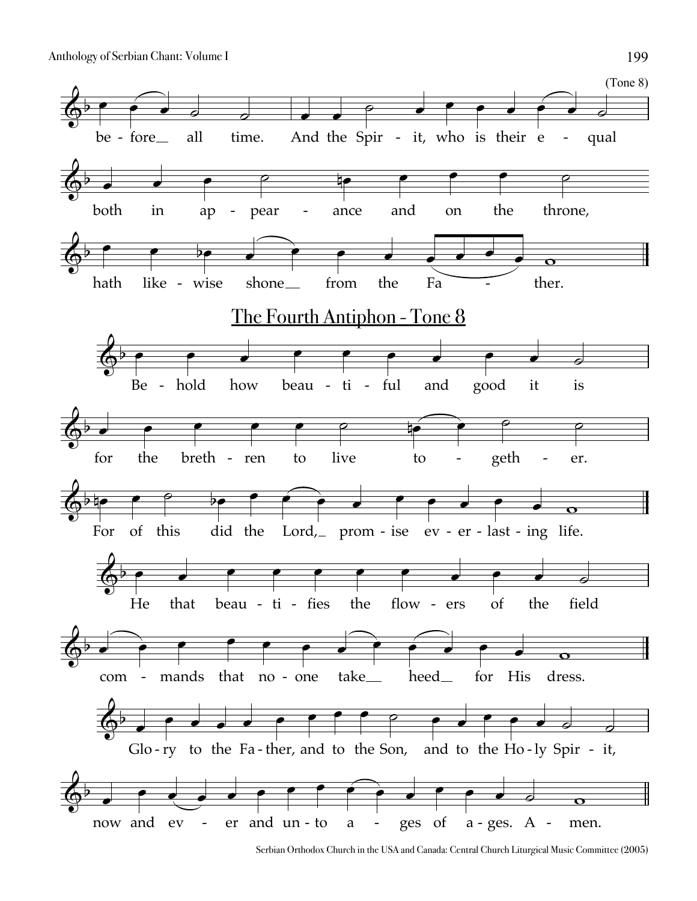(Tone 8)

before all time. And the Spirit, who is their equal both in appearance and on the throne, hath likewise shone from the Father.

## The Fourth Antiphon - Tone 8

Behold how beautiful and good it is for the brethren to live together.

For of this did the Lord, promise everlasting life.

He that beautifies the flowers of the field commands that no-one take heed for His dress.

Glory to the Father, and to the Son, and to the Holy Spirit, now and ever and unto ages of ages. Amen.

Serbian Orthodox Church in the USA and Canada: Central Church Liturgical Music Committee (2005)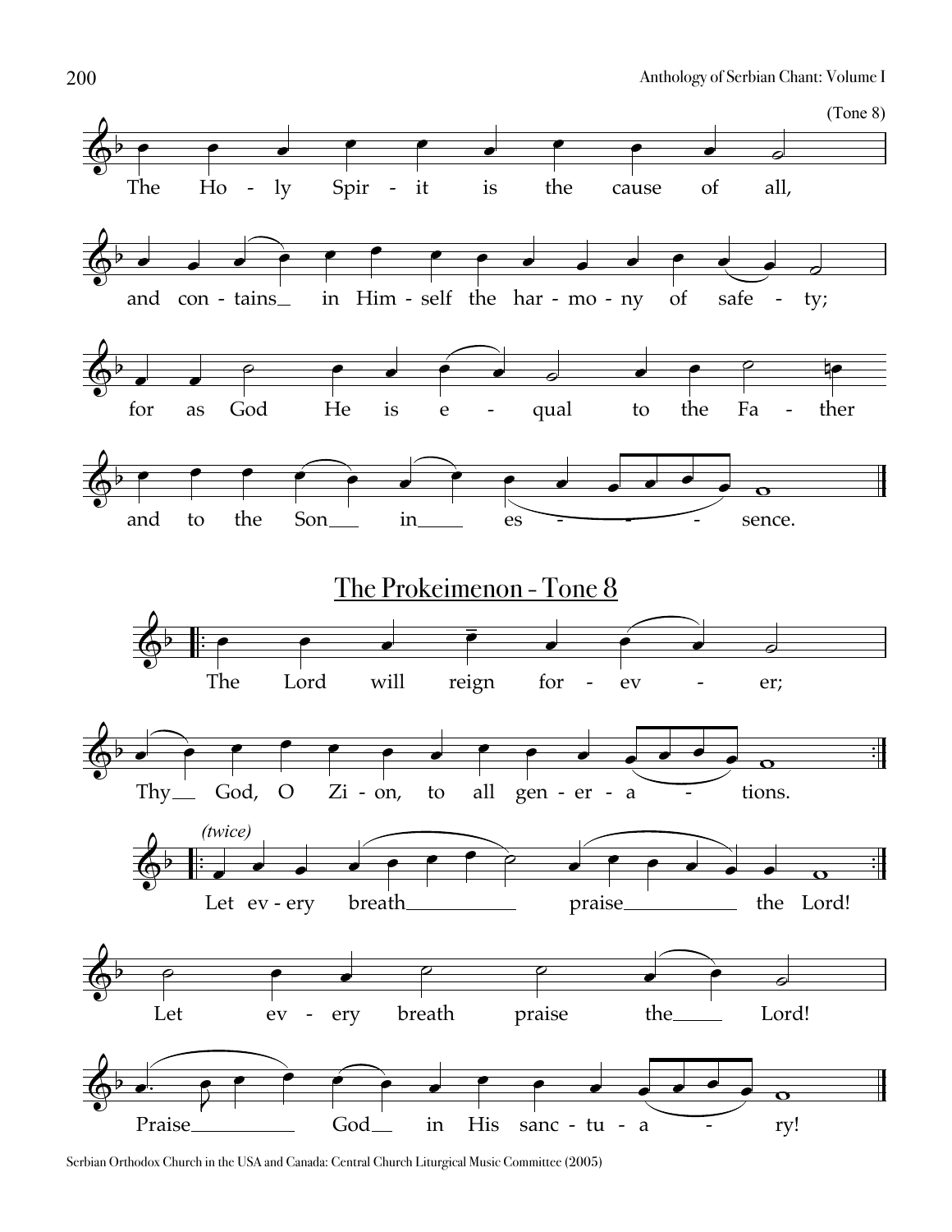(Tone 8)

The Ho - ly Spir - it is the cause of all,

and con - tains in Him - self the har - mo - ny of safe - ty;

for as God He is e - qual to the Fa - ther

and to the Son in es - - - sence.

## The Prokeimenon - Tone 8

The Lord will reign for - ev - er;

Thy God, O Zi - on, to all gen - er - a - tions.

*(twice)*

Let ev - ery breath praise the Lord!

Let ev - ery breath praise the Lord!

Praise God in His sanc - tu - a - ry!

Serbian Orthodox Church in the USA and Canada: Central Church Liturgical Music Committee (2005)